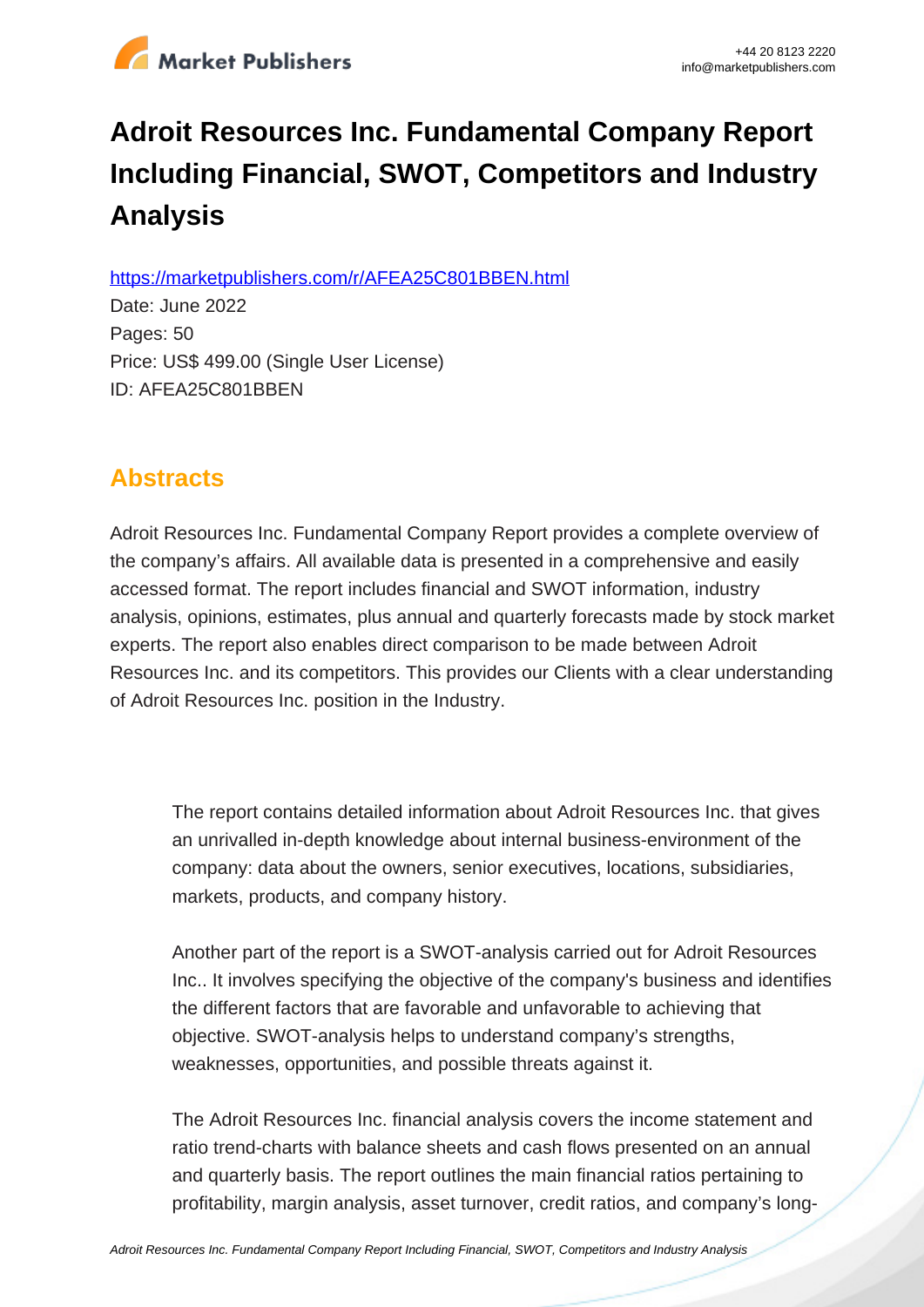# Adroit Resources Inc. Fundamental Company Report Including Financial, SWOT, Competitors and Industry Analysis

https://marketpublishers.com/r/AFEA25C801BBEN.html

Date: June 2022

Pages: 50

Price: US$ 499.00 (Single User License)

ID: AFEA25C801BBEN

## Abstracts

Adroit Resources Inc. Fundamental Company Report provides a complete overview of the company's affairs. All available data is presented in a comprehensive and easily accessed format. The report includes financial and SWOT information, industry analysis, opinions, estimates, plus annual and quarterly forecasts made by stock market experts. The report also enables direct comparison to be made between Adroit Resources Inc. and its competitors. This provides our Clients with a clear understanding of Adroit Resources Inc. position in the Industry.

> The report contains detailed information about Adroit Resources Inc. that gives an unrivalled in-depth knowledge about internal business-environment of the company: data about the owners, senior executives, locations, subsidiaries, markets, products, and company history.
>
> Another part of the report is a SWOT-analysis carried out for Adroit Resources Inc.. It involves specifying the objective of the company's business and identifies the different factors that are favorable and unfavorable to achieving that objective. SWOT-analysis helps to understand company's strengths, weaknesses, opportunities, and possible threats against it.
>
> The Adroit Resources Inc. financial analysis covers the income statement and ratio trend-charts with balance sheets and cash flows presented on an annual and quarterly basis. The report outlines the main financial ratios pertaining to profitability, margin analysis, asset turnover, credit ratios, and company's long-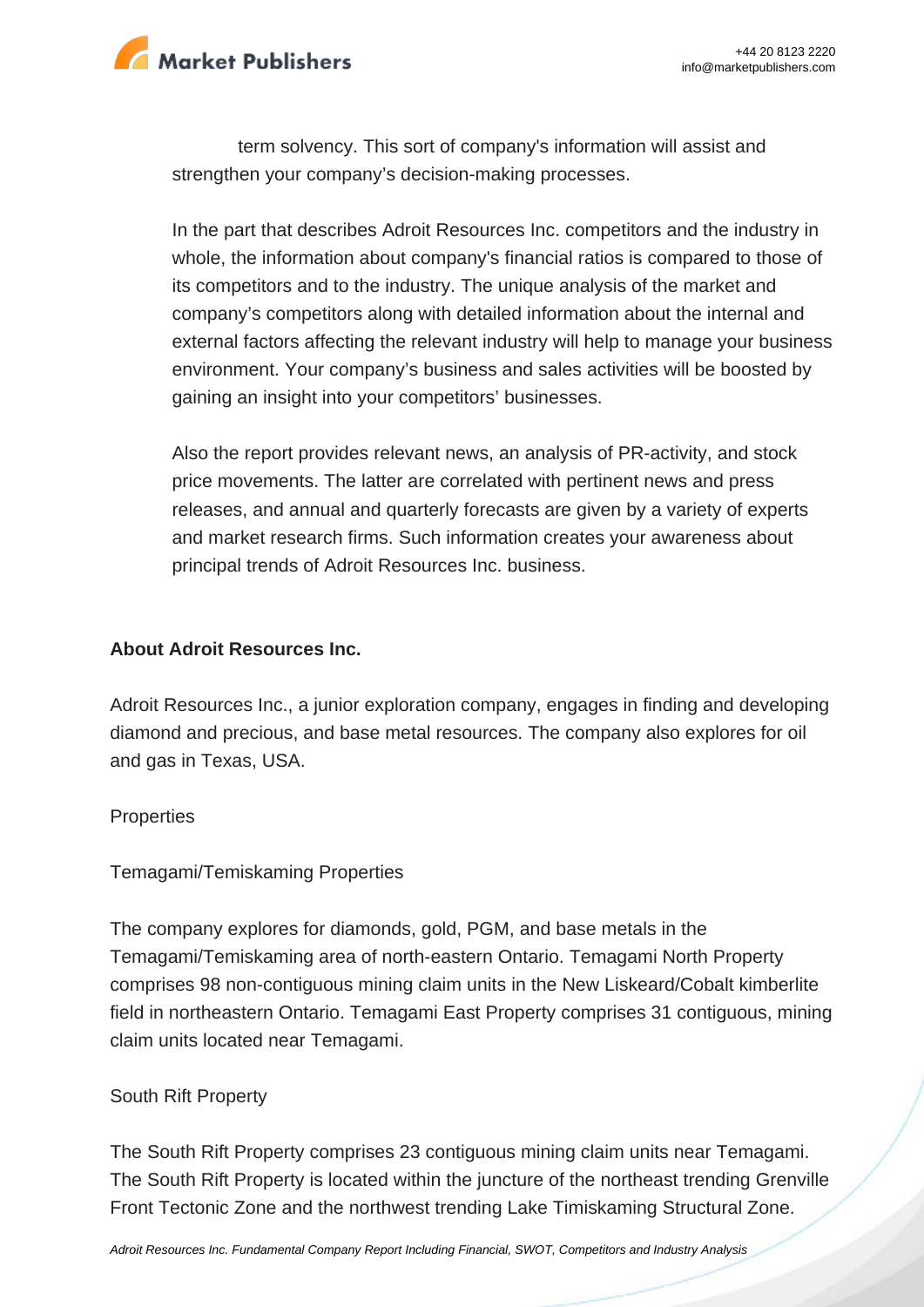term solvency. This sort of company's information will assist and strengthen your company's decision-making processes.

In the part that describes Adroit Resources Inc. competitors and the industry in whole, the information about company's financial ratios is compared to those of its competitors and to the industry. The unique analysis of the market and company's competitors along with detailed information about the internal and external factors affecting the relevant industry will help to manage your business environment. Your company's business and sales activities will be boosted by gaining an insight into your competitors' businesses.

Also the report provides relevant news, an analysis of PR-activity, and stock price movements. The latter are correlated with pertinent news and press releases, and annual and quarterly forecasts are given by a variety of experts and market research firms. Such information creates your awareness about principal trends of Adroit Resources Inc. business.

**About Adroit Resources Inc.**

Adroit Resources Inc., a junior exploration company, engages in finding and developing diamond and precious, and base metal resources. The company also explores for oil and gas in Texas, USA.

Properties

Temagami/Temiskaming Properties

The company explores for diamonds, gold, PGM, and base metals in the Temagami/Temiskaming area of north-eastern Ontario. Temagami North Property comprises 98 non-contiguous mining claim units in the New Liskeard/Cobalt kimberlite field in northeastern Ontario. Temagami East Property comprises 31 contiguous, mining claim units located near Temagami.

South Rift Property

The South Rift Property comprises 23 contiguous mining claim units near Temagami. The South Rift Property is located within the juncture of the northeast trending Grenville Front Tectonic Zone and the northwest trending Lake Timiskaming Structural Zone.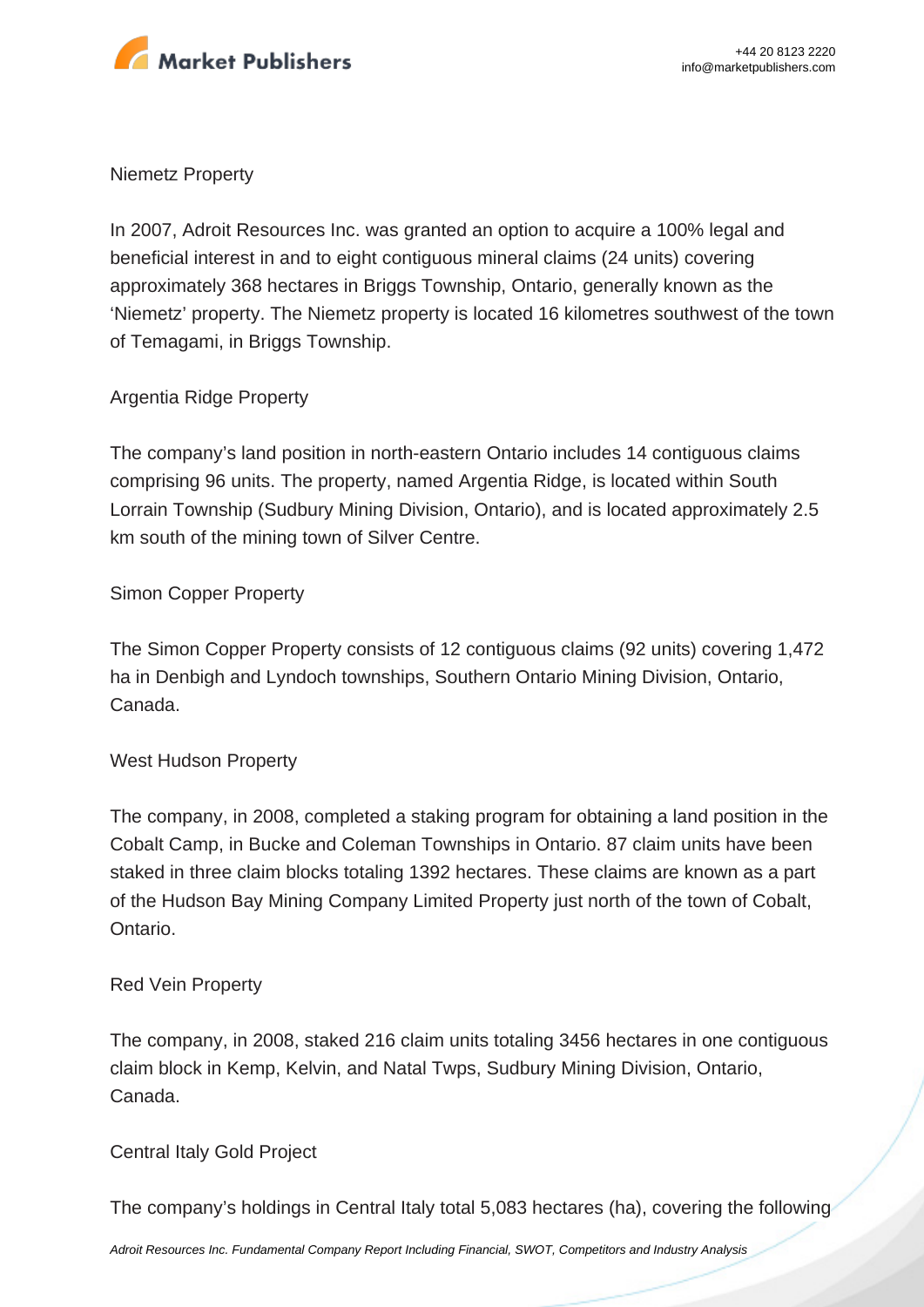## Niemetz Property

In 2007, Adroit Resources Inc. was granted an option to acquire a 100% legal and beneficial interest in and to eight contiguous mineral claims (24 units) covering approximately 368 hectares in Briggs Township, Ontario, generally known as the 'Niemetz' property. The Niemetz property is located 16 kilometres southwest of the town of Temagami, in Briggs Township.

## Argentia Ridge Property

The company's land position in north-eastern Ontario includes 14 contiguous claims comprising 96 units. The property, named Argentia Ridge, is located within South Lorrain Township (Sudbury Mining Division, Ontario), and is located approximately 2.5 km south of the mining town of Silver Centre.

## Simon Copper Property

The Simon Copper Property consists of 12 contiguous claims (92 units) covering 1,472 ha in Denbigh and Lyndoch townships, Southern Ontario Mining Division, Ontario, Canada.

## West Hudson Property

The company, in 2008, completed a staking program for obtaining a land position in the Cobalt Camp, in Bucke and Coleman Townships in Ontario. 87 claim units have been staked in three claim blocks totaling 1392 hectares. These claims are known as a part of the Hudson Bay Mining Company Limited Property just north of the town of Cobalt, Ontario.

## Red Vein Property

The company, in 2008, staked 216 claim units totaling 3456 hectares in one contiguous claim block in Kemp, Kelvin, and Natal Twps, Sudbury Mining Division, Ontario, Canada.

## Central Italy Gold Project

The company's holdings in Central Italy total 5,083 hectares (ha), covering the following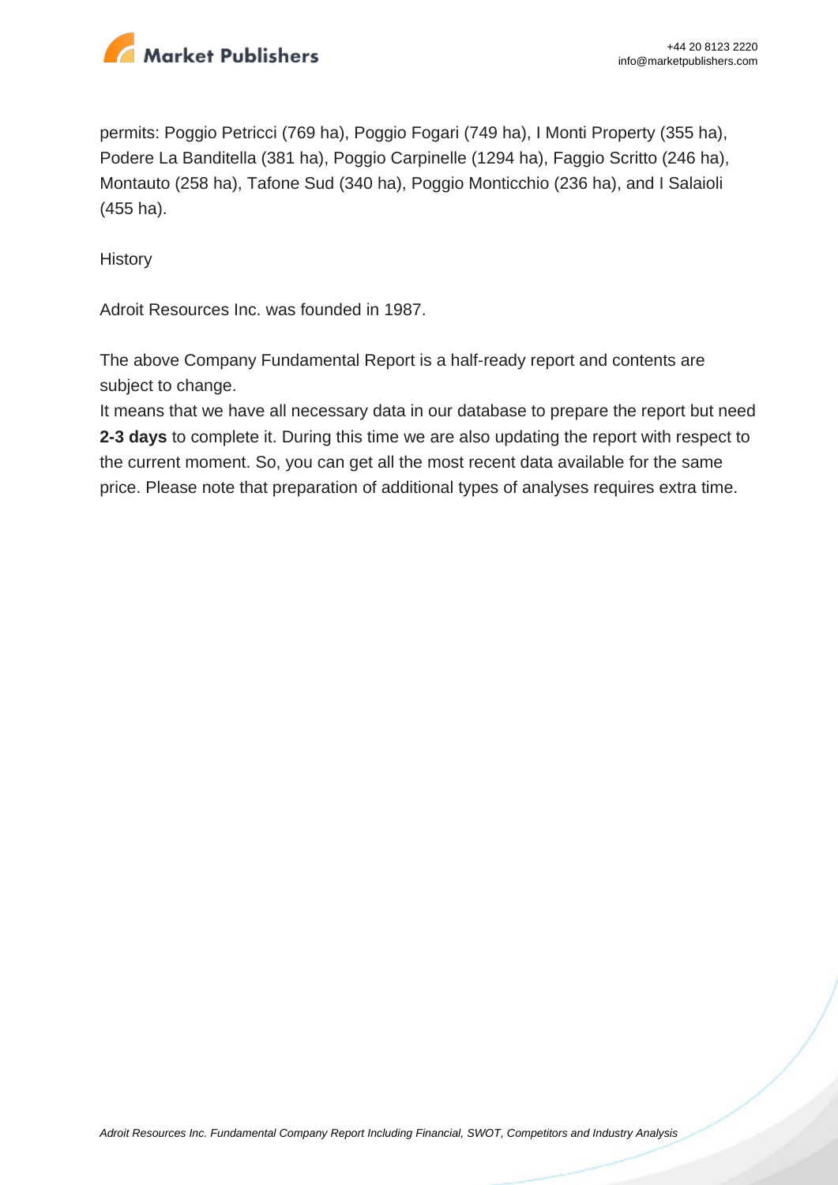permits: Poggio Petricci (769 ha), Poggio Fogari (749 ha), I Monti Property (355 ha), Podere La Banditella (381 ha), Poggio Carpinelle (1294 ha), Faggio Scritto (246 ha), Montauto (258 ha), Tafone Sud (340 ha), Poggio Monticchio (236 ha), and I Salaioli (455 ha).

History

Adroit Resources Inc. was founded in 1987.

The above Company Fundamental Report is a half-ready report and contents are subject to change.

It means that we have all necessary data in our database to prepare the report but need **2-3 days** to complete it. During this time we are also updating the report with respect to the current moment. So, you can get all the most recent data available for the same price. Please note that preparation of additional types of analyses requires extra time.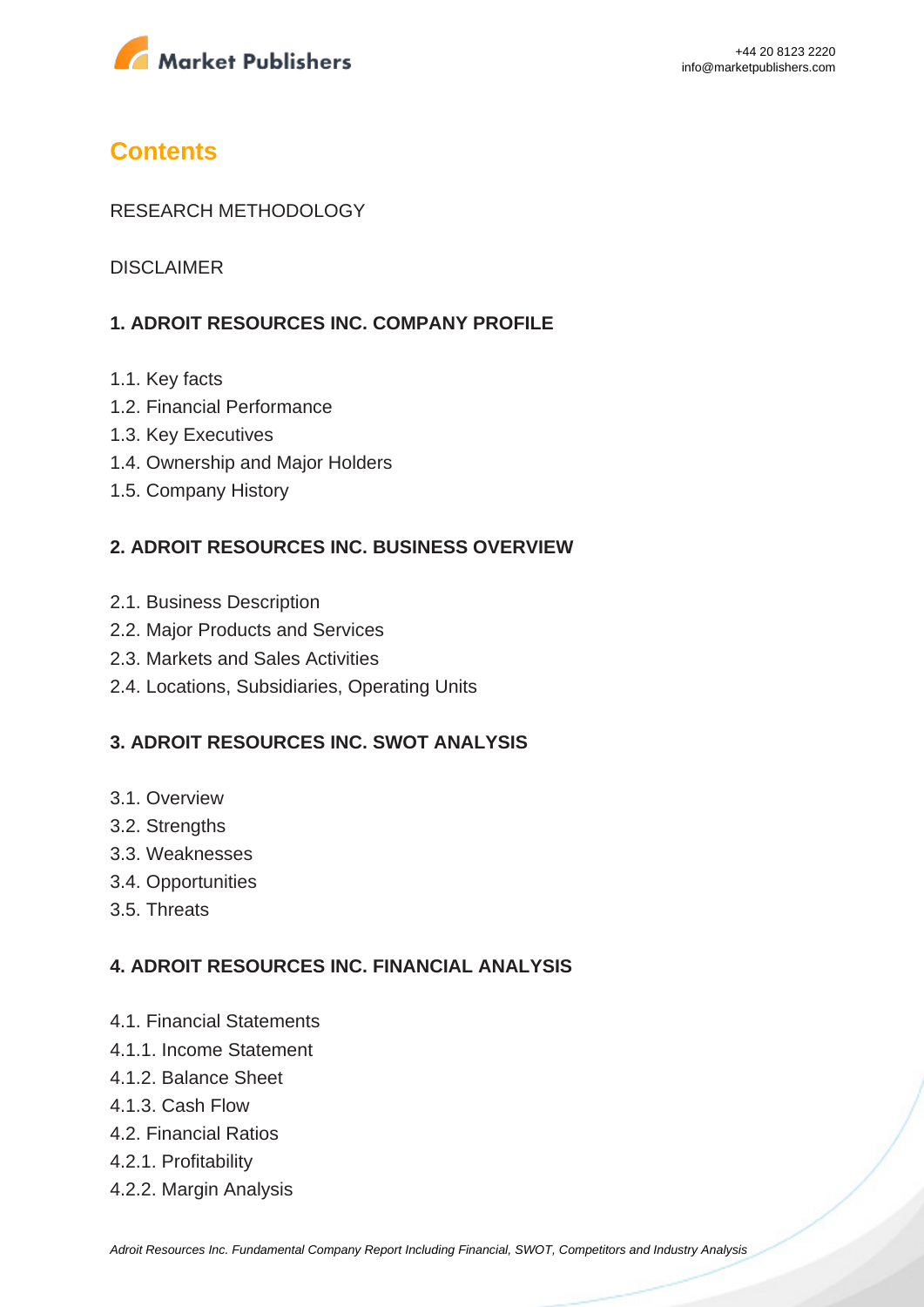## Contents

RESEARCH METHODOLOGY

DISCLAIMER

### 1. ADROIT RESOURCES INC. COMPANY PROFILE

1.1. Key facts
1.2. Financial Performance
1.3. Key Executives
1.4. Ownership and Major Holders
1.5. Company History

### 2. ADROIT RESOURCES INC. BUSINESS OVERVIEW

2.1. Business Description
2.2. Major Products and Services
2.3. Markets and Sales Activities
2.4. Locations, Subsidiaries, Operating Units

### 3. ADROIT RESOURCES INC. SWOT ANALYSIS

3.1. Overview
3.2. Strengths
3.3. Weaknesses
3.4. Opportunities
3.5. Threats

### 4. ADROIT RESOURCES INC. FINANCIAL ANALYSIS

4.1. Financial Statements
4.1.1. Income Statement
4.1.2. Balance Sheet
4.1.3. Cash Flow
4.2. Financial Ratios
4.2.1. Profitability
4.2.2. Margin Analysis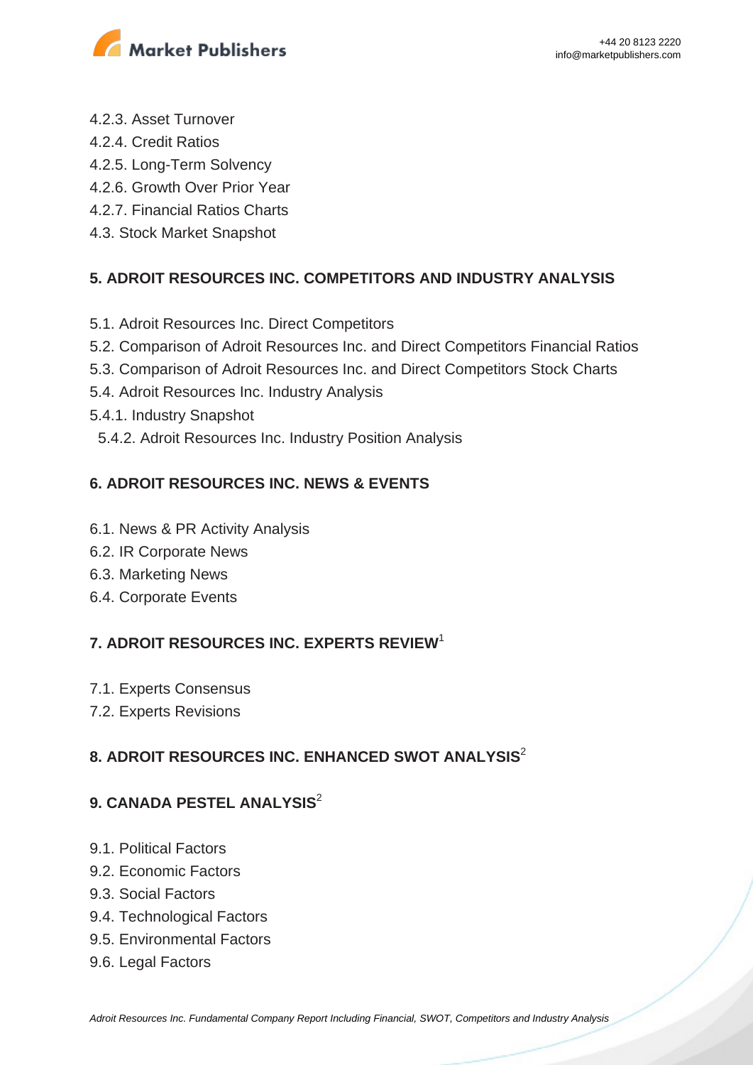4.2.3. Asset Turnover
4.2.4. Credit Ratios
4.2.5. Long-Term Solvency
4.2.6. Growth Over Prior Year
4.2.7. Financial Ratios Charts
4.3. Stock Market Snapshot

**5. ADROIT RESOURCES INC. COMPETITORS AND INDUSTRY ANALYSIS**

5.1. Adroit Resources Inc. Direct Competitors
5.2. Comparison of Adroit Resources Inc. and Direct Competitors Financial Ratios
5.3. Comparison of Adroit Resources Inc. and Direct Competitors Stock Charts
5.4. Adroit Resources Inc. Industry Analysis
5.4.1. Industry Snapshot
5.4.2. Adroit Resources Inc. Industry Position Analysis

**6. ADROIT RESOURCES INC. NEWS & EVENTS**

6.1. News & PR Activity Analysis
6.2. IR Corporate News
6.3. Marketing News
6.4. Corporate Events

**7. ADROIT RESOURCES INC. EXPERTS REVIEW**[1]

7.1. Experts Consensus
7.2. Experts Revisions

**8. ADROIT RESOURCES INC. ENHANCED SWOT ANALYSIS**[2]

**9. CANADA PESTEL ANALYSIS**[2]

9.1. Political Factors
9.2. Economic Factors
9.3. Social Factors
9.4. Technological Factors
9.5. Environmental Factors
9.6. Legal Factors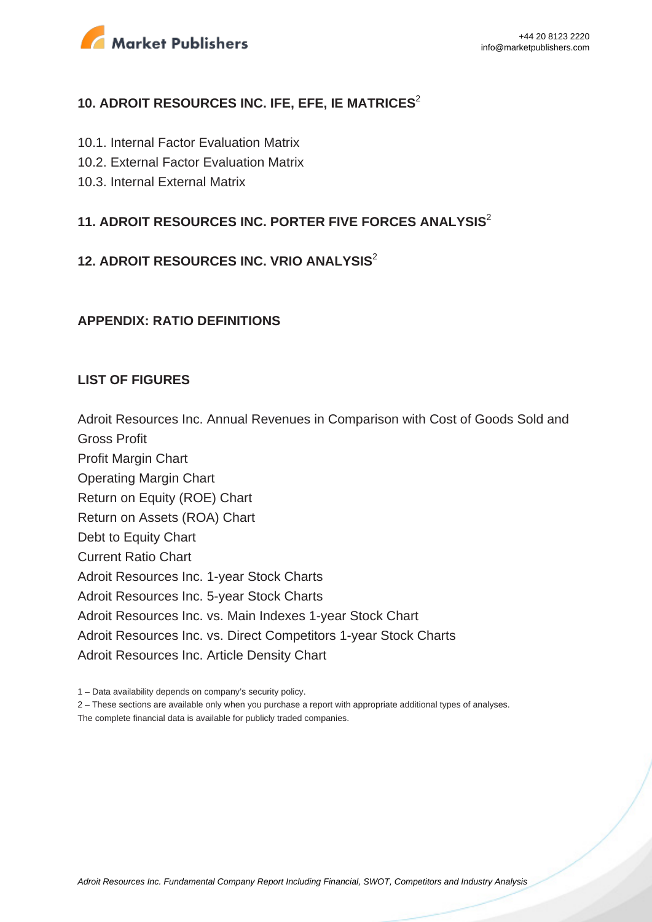## 10. ADROIT RESOURCES INC. IFE, EFE, IE MATRICES[2]

10.1. Internal Factor Evaluation Matrix
10.2. External Factor Evaluation Matrix
10.3. Internal External Matrix

## 11. ADROIT RESOURCES INC. PORTER FIVE FORCES ANALYSIS[2]

## 12. ADROIT RESOURCES INC. VRIO ANALYSIS[2]

## APPENDIX: RATIO DEFINITIONS

## LIST OF FIGURES

Adroit Resources Inc. Annual Revenues in Comparison with Cost of Goods Sold and Gross Profit
Profit Margin Chart
Operating Margin Chart
Return on Equity (ROE) Chart
Return on Assets (ROA) Chart
Debt to Equity Chart
Current Ratio Chart
Adroit Resources Inc. 1-year Stock Charts
Adroit Resources Inc. 5-year Stock Charts
Adroit Resources Inc. vs. Main Indexes 1-year Stock Chart
Adroit Resources Inc. vs. Direct Competitors 1-year Stock Charts
Adroit Resources Inc. Article Density Chart

1 – Data availability depends on company's security policy.
2 – These sections are available only when you purchase a report with appropriate additional types of analyses.
The complete financial data is available for publicly traded companies.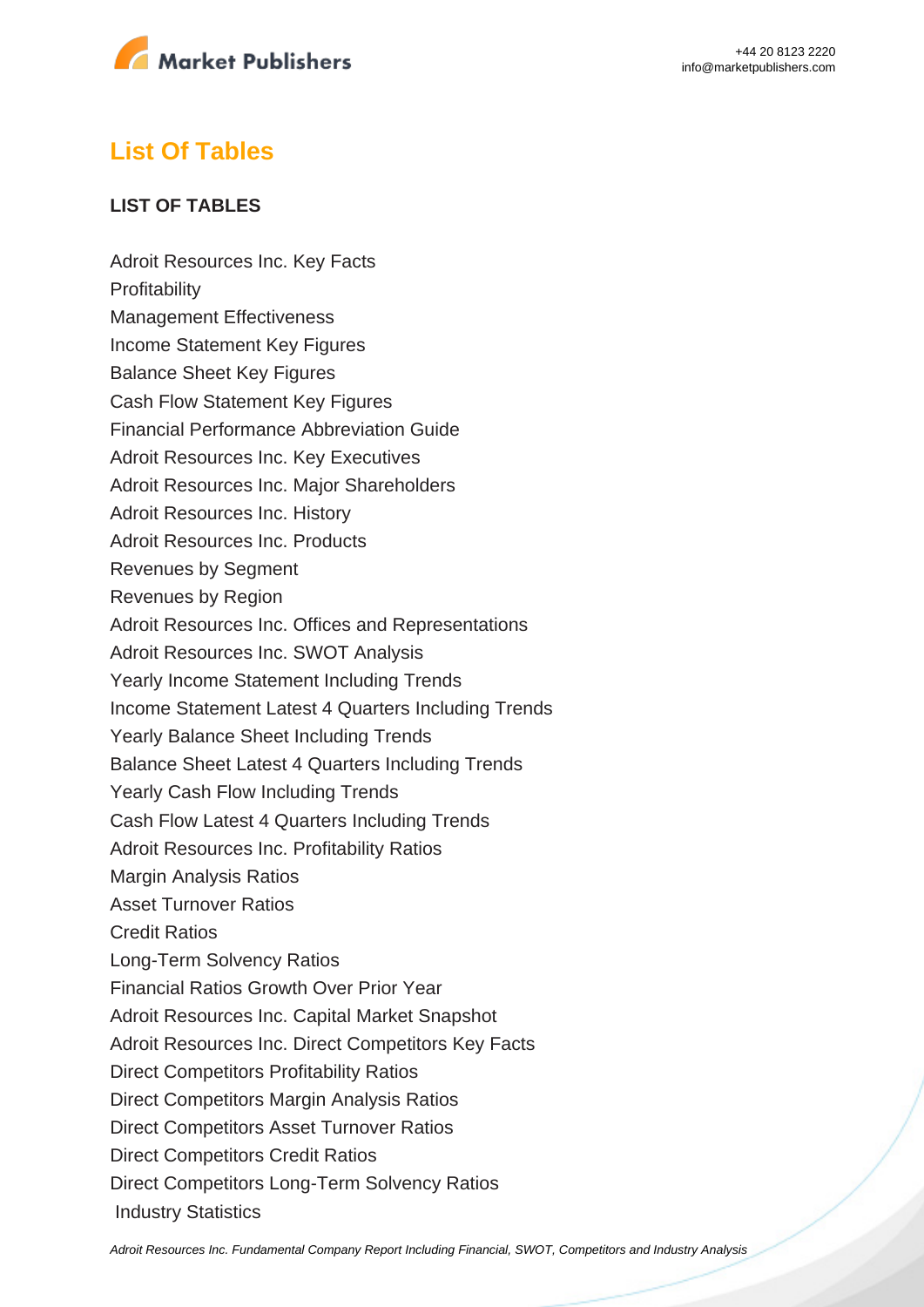## List Of Tables

**LIST OF TABLES**

Adroit Resources Inc. Key Facts
Profitability
Management Effectiveness
Income Statement Key Figures
Balance Sheet Key Figures
Cash Flow Statement Key Figures
Financial Performance Abbreviation Guide
Adroit Resources Inc. Key Executives
Adroit Resources Inc. Major Shareholders
Adroit Resources Inc. History
Adroit Resources Inc. Products
Revenues by Segment
Revenues by Region
Adroit Resources Inc. Offices and Representations
Adroit Resources Inc. SWOT Analysis
Yearly Income Statement Including Trends
Income Statement Latest 4 Quarters Including Trends
Yearly Balance Sheet Including Trends
Balance Sheet Latest 4 Quarters Including Trends
Yearly Cash Flow Including Trends
Cash Flow Latest 4 Quarters Including Trends
Adroit Resources Inc. Profitability Ratios
Margin Analysis Ratios
Asset Turnover Ratios
Credit Ratios
Long-Term Solvency Ratios
Financial Ratios Growth Over Prior Year
Adroit Resources Inc. Capital Market Snapshot
Adroit Resources Inc. Direct Competitors Key Facts
Direct Competitors Profitability Ratios
Direct Competitors Margin Analysis Ratios
Direct Competitors Asset Turnover Ratios
Direct Competitors Credit Ratios
Direct Competitors Long-Term Solvency Ratios
Industry Statistics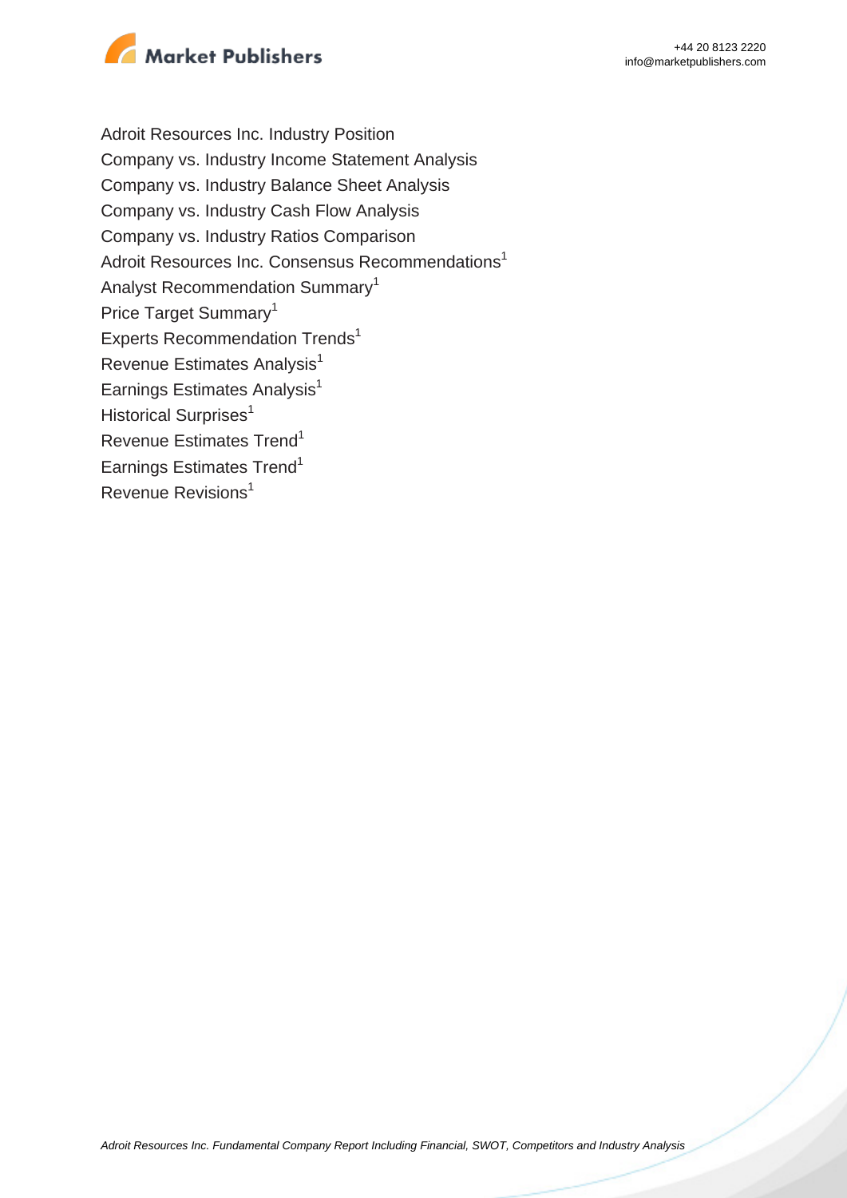Adroit Resources Inc. Industry Position
Company vs. Industry Income Statement Analysis
Company vs. Industry Balance Sheet Analysis
Company vs. Industry Cash Flow Analysis
Company vs. Industry Ratios Comparison
Adroit Resources Inc. Consensus Recommendations[1]
Analyst Recommendation Summary[1]
Price Target Summary[1]
Experts Recommendation Trends[1]
Revenue Estimates Analysis[1]
Earnings Estimates Analysis[1]
Historical Surprises[1]
Revenue Estimates Trend[1]
Earnings Estimates Trend[1]
Revenue Revisions[1]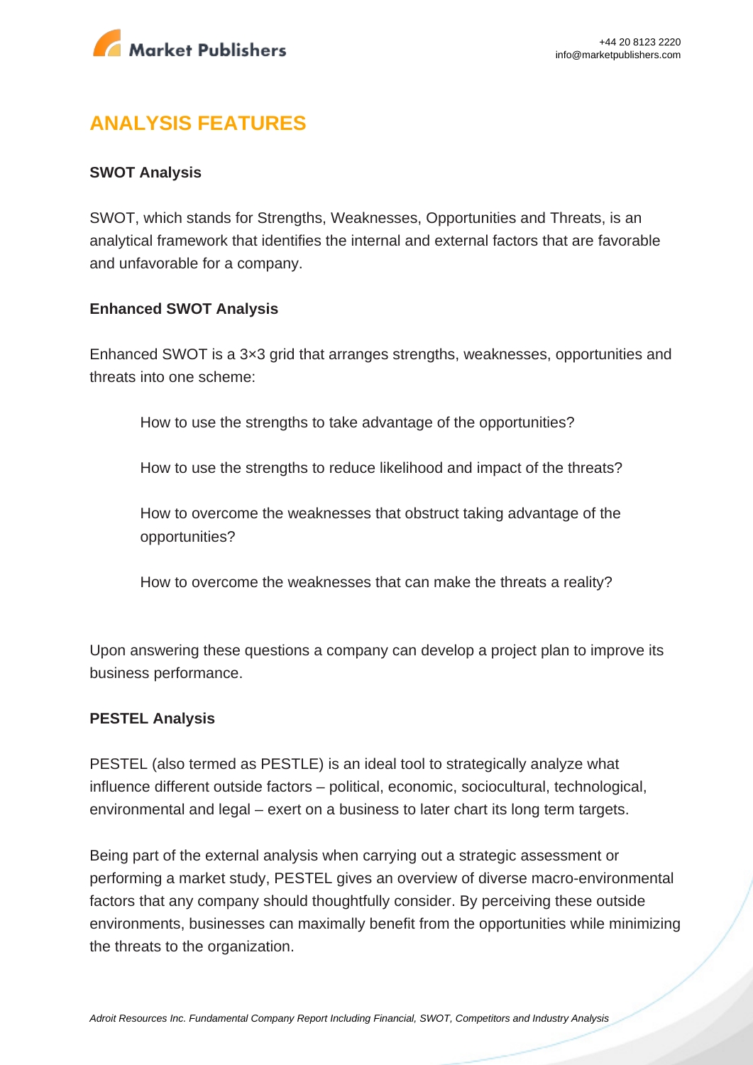# ANALYSIS FEATURES

**SWOT Analysis**

SWOT, which stands for Strengths, Weaknesses, Opportunities and Threats, is an analytical framework that identifies the internal and external factors that are favorable and unfavorable for a company.

**Enhanced SWOT Analysis**

Enhanced SWOT is a 3×3 grid that arranges strengths, weaknesses, opportunities and threats into one scheme:

> How to use the strengths to take advantage of the opportunities?
>
> How to use the strengths to reduce likelihood and impact of the threats?
>
> How to overcome the weaknesses that obstruct taking advantage of the opportunities?
>
> How to overcome the weaknesses that can make the threats a reality?

Upon answering these questions a company can develop a project plan to improve its business performance.

**PESTEL Analysis**

PESTEL (also termed as PESTLE) is an ideal tool to strategically analyze what influence different outside factors – political, economic, sociocultural, technological, environmental and legal – exert on a business to later chart its long term targets.

Being part of the external analysis when carrying out a strategic assessment or performing a market study, PESTEL gives an overview of diverse macro-environmental factors that any company should thoughtfully consider. By perceiving these outside environments, businesses can maximally benefit from the opportunities while minimizing the threats to the organization.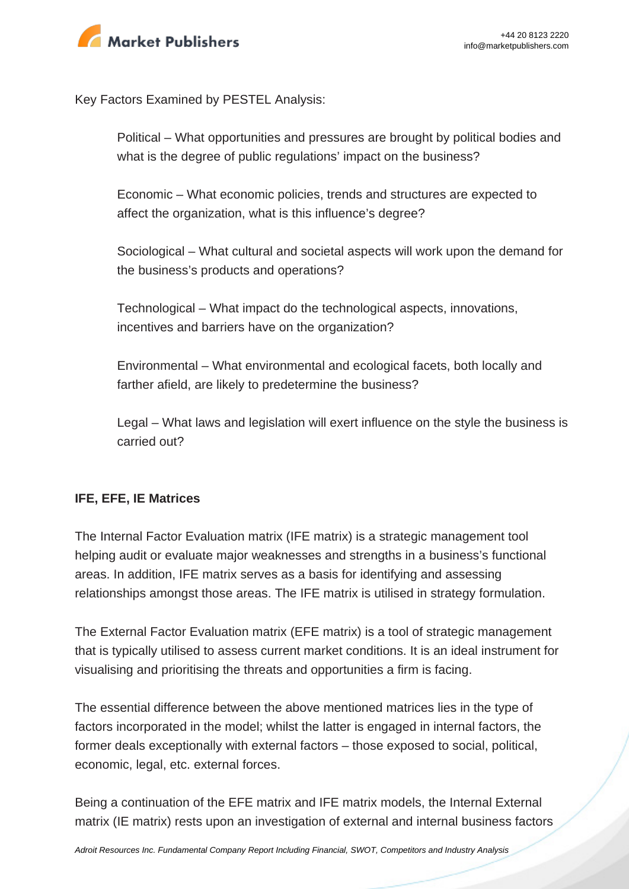Key Factors Examined by PESTEL Analysis:

> Political – What opportunities and pressures are brought by political bodies and what is the degree of public regulations' impact on the business?
>
> Economic – What economic policies, trends and structures are expected to affect the organization, what is this influence's degree?
>
> Sociological – What cultural and societal aspects will work upon the demand for the business's products and operations?
>
> Technological – What impact do the technological aspects, innovations, incentives and barriers have on the organization?
>
> Environmental – What environmental and ecological facets, both locally and farther afield, are likely to predetermine the business?
>
> Legal – What laws and legislation will exert influence on the style the business is carried out?

**IFE, EFE, IE Matrices**

The Internal Factor Evaluation matrix (IFE matrix) is a strategic management tool helping audit or evaluate major weaknesses and strengths in a business's functional areas. In addition, IFE matrix serves as a basis for identifying and assessing relationships amongst those areas. The IFE matrix is utilised in strategy formulation.

The External Factor Evaluation matrix (EFE matrix) is a tool of strategic management that is typically utilised to assess current market conditions. It is an ideal instrument for visualising and prioritising the threats and opportunities a firm is facing.

The essential difference between the above mentioned matrices lies in the type of factors incorporated in the model; whilst the latter is engaged in internal factors, the former deals exceptionally with external factors – those exposed to social, political, economic, legal, etc. external forces.

Being a continuation of the EFE matrix and IFE matrix models, the Internal External matrix (IE matrix) rests upon an investigation of external and internal business factors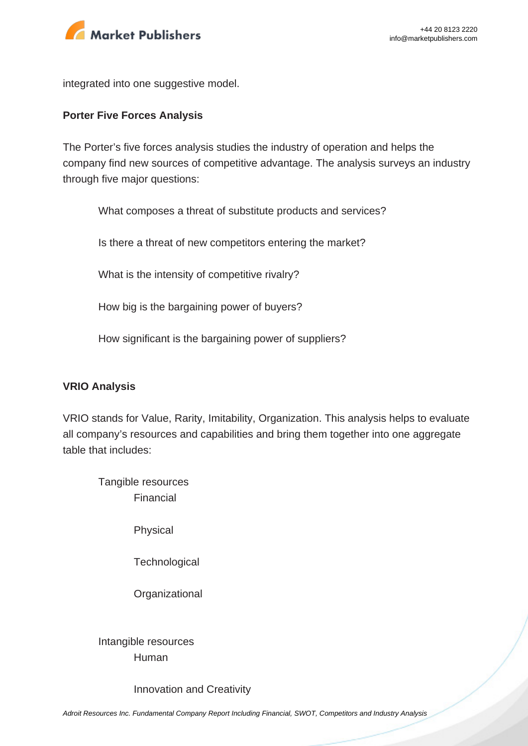integrated into one suggestive model.

**Porter Five Forces Analysis**

The Porter's five forces analysis studies the industry of operation and helps the company find new sources of competitive advantage. The analysis surveys an industry through five major questions:

- What composes a threat of substitute products and services?
- Is there a threat of new competitors entering the market?
- What is the intensity of competitive rivalry?
- How big is the bargaining power of buyers?
- How significant is the bargaining power of suppliers?

**VRIO Analysis**

VRIO stands for Value, Rarity, Imitability, Organization. This analysis helps to evaluate all company's resources and capabilities and bring them together into one aggregate table that includes:

- Tangible resources
  - Financial
  - Physical
  - Technological
  - Organizational
- Intangible resources
  - Human
  - Innovation and Creativity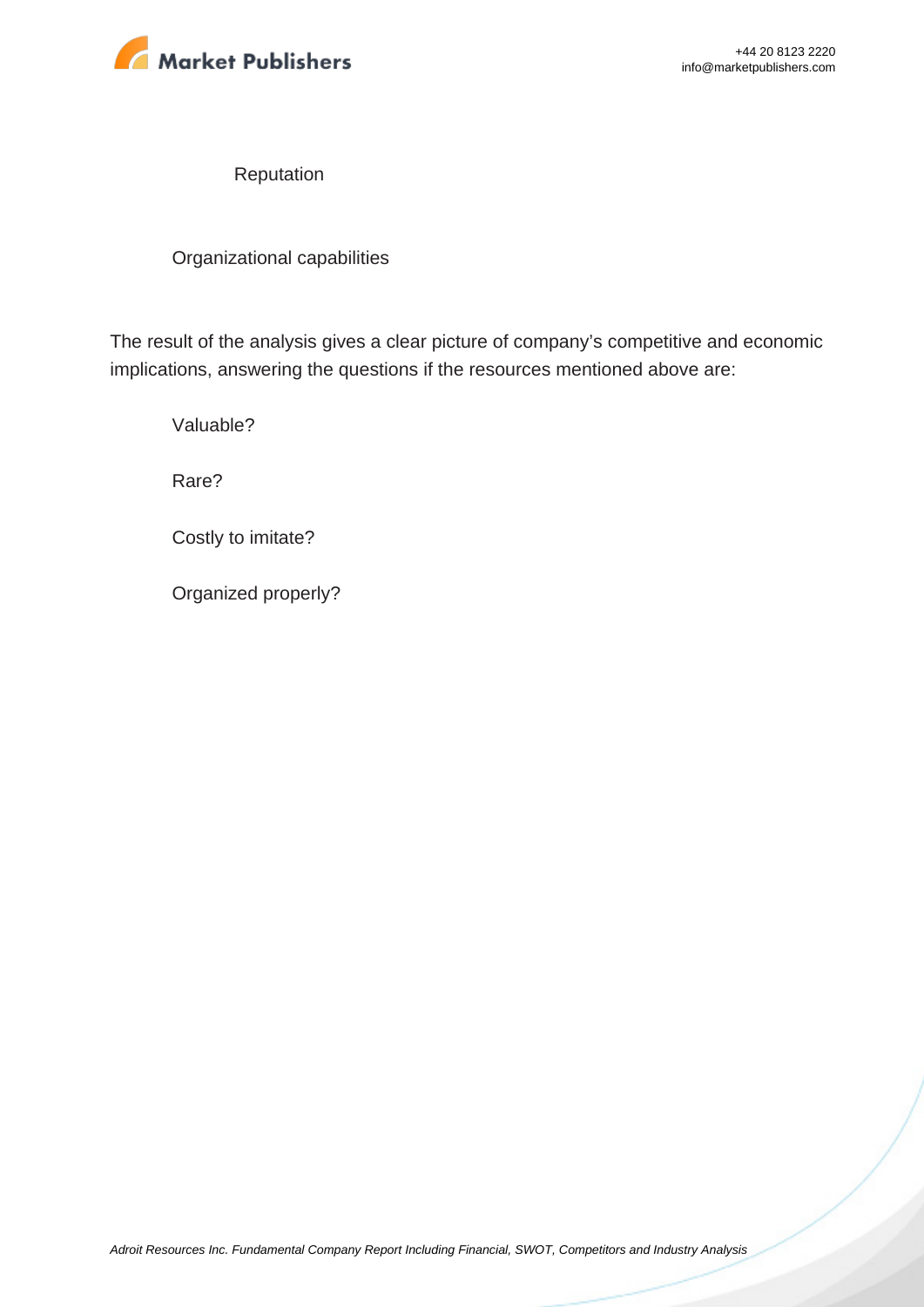Reputation

Organizational capabilities

The result of the analysis gives a clear picture of company's competitive and economic implications, answering the questions if the resources mentioned above are:

Valuable?

Rare?

Costly to imitate?

Organized properly?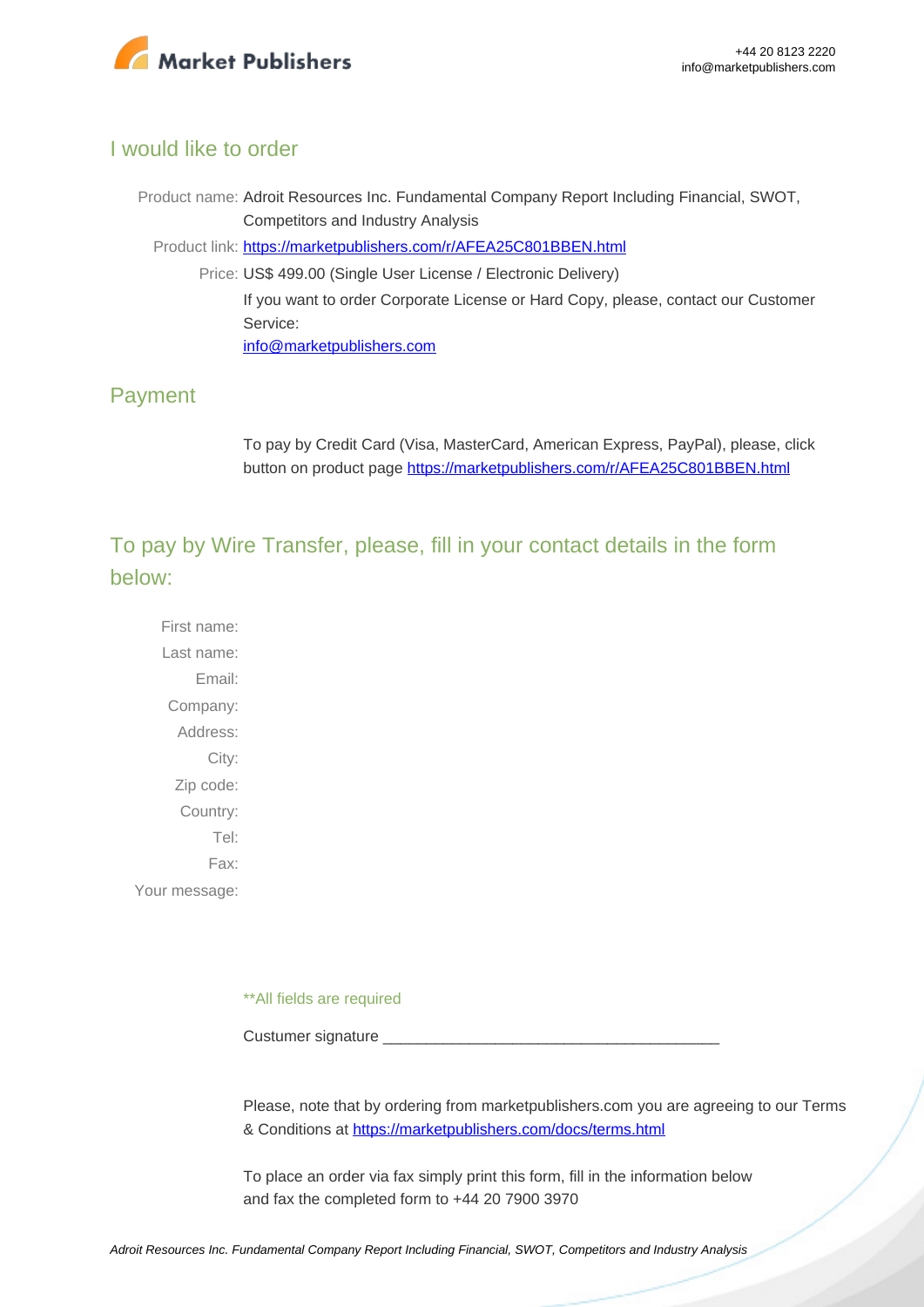## I would like to order

Product name: Adroit Resources Inc. Fundamental Company Report Including Financial, SWOT, Competitors and Industry Analysis

Product link: [https://marketpublishers.com/r/AFEA25C801BBEN.html](https://marketpublishers.com/r/AFEA25C801BBEN.html)

Price: US$ 499.00 (Single User License / Electronic Delivery)

If you want to order Corporate License or Hard Copy, please, contact our Customer Service:

[info@marketpublishers.com](mailto:info@marketpublishers.com)

## Payment

To pay by Credit Card (Visa, MasterCard, American Express, PayPal), please, click button on product page [https://marketpublishers.com/r/AFEA25C801BBEN.html](https://marketpublishers.com/r/AFEA25C801BBEN.html)

## To pay by Wire Transfer, please, fill in your contact details in the form below:

First name:

Last name:

Email:

Company:

Address:

City:

Zip code:

Country:

Tel:

Fax:

Your message:

**All fields are required

Custumer signature _______________________________________

Please, note that by ordering from marketpublishers.com you are agreeing to our Terms & Conditions at [https://marketpublishers.com/docs/terms.html](https://marketpublishers.com/docs/terms.html)

To place an order via fax simply print this form, fill in the information below and fax the completed form to +44 20 7900 3970